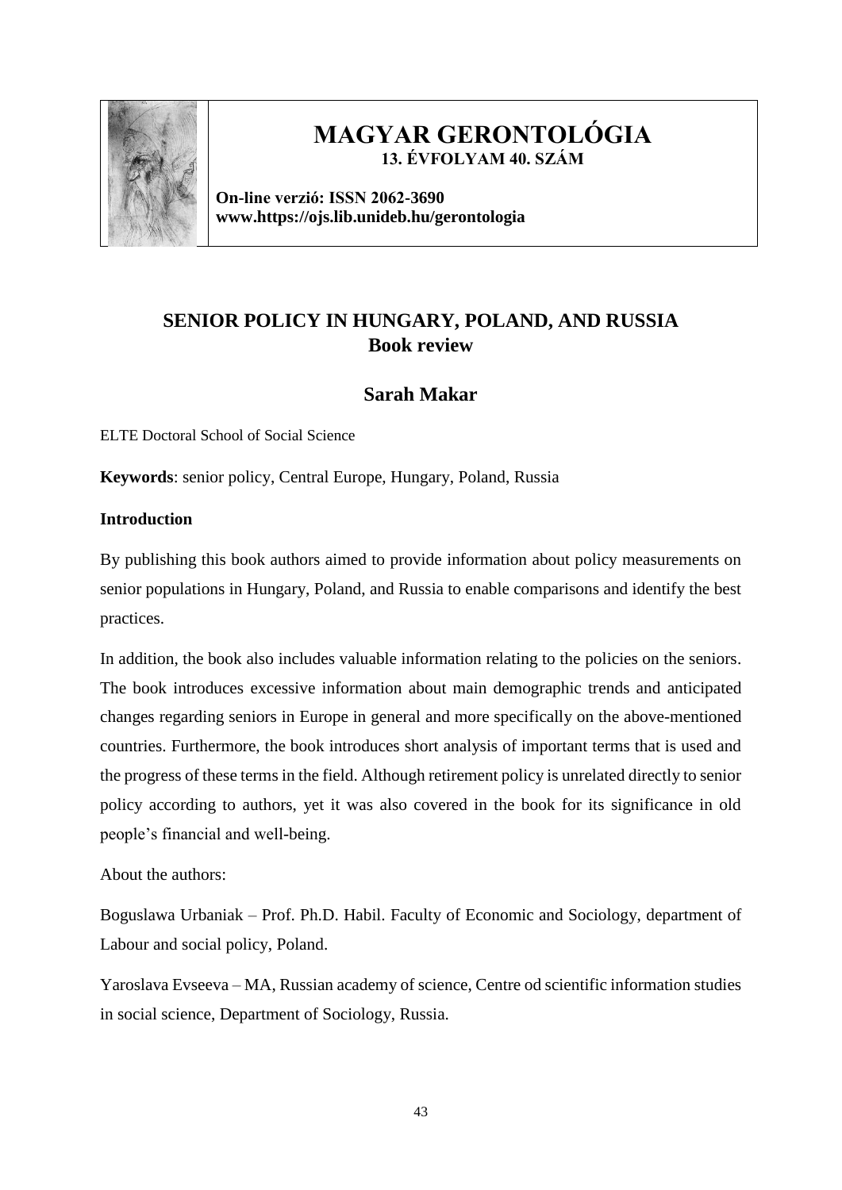**MAGYAR GERONTOLÓGIA**
**13. ÉVFOLYAM 40. SZÁM**

**On-line verzió: ISSN 2062-3690**
**www.https://ojs.lib.unideb.hu/gerontologia**

# SENIOR POLICY IN HUNGARY, POLAND, AND RUSSIA
## Book review

### Sarah Makar

ELTE Doctoral School of Social Science

**Keywords**: senior policy, Central Europe, Hungary, Poland, Russia

**Introduction**

By publishing this book authors aimed to provide information about policy measurements on senior populations in Hungary, Poland, and Russia to enable comparisons and identify the best practices.

In addition, the book also includes valuable information relating to the policies on the seniors. The book introduces excessive information about main demographic trends and anticipated changes regarding seniors in Europe in general and more specifically on the above-mentioned countries. Furthermore, the book introduces short analysis of important terms that is used and the progress of these terms in the field. Although retirement policy is unrelated directly to senior policy according to authors, yet it was also covered in the book for its significance in old people's financial and well-being.

About the authors:

Boguslawa Urbaniak – Prof. Ph.D. Habil. Faculty of Economic and Sociology, department of Labour and social policy, Poland.

Yaroslava Evseeva – MA, Russian academy of science, Centre od scientific information studies in social science, Department of Sociology, Russia.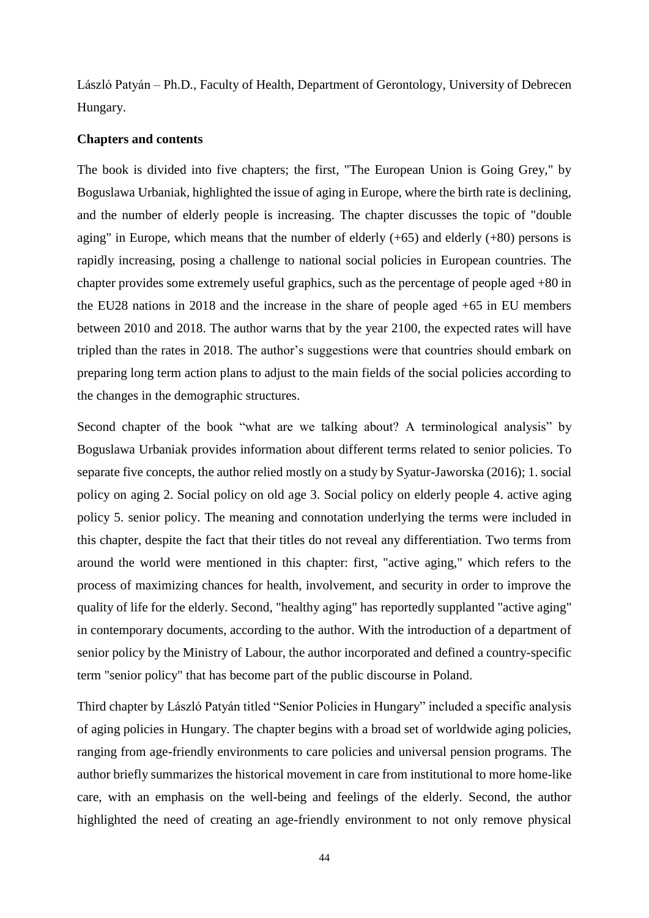László Patyán – Ph.D., Faculty of Health, Department of Gerontology, University of Debrecen Hungary.

**Chapters and contents**

The book is divided into five chapters; the first, "The European Union is Going Grey," by Boguslawa Urbaniak, highlighted the issue of aging in Europe, where the birth rate is declining, and the number of elderly people is increasing. The chapter discusses the topic of "double aging" in Europe, which means that the number of elderly (+65) and elderly (+80) persons is rapidly increasing, posing a challenge to national social policies in European countries. The chapter provides some extremely useful graphics, such as the percentage of people aged +80 in the EU28 nations in 2018 and the increase in the share of people aged +65 in EU members between 2010 and 2018. The author warns that by the year 2100, the expected rates will have tripled than the rates in 2018. The author's suggestions were that countries should embark on preparing long term action plans to adjust to the main fields of the social policies according to the changes in the demographic structures.

Second chapter of the book "what are we talking about? A terminological analysis" by Boguslawa Urbaniak provides information about different terms related to senior policies. To separate five concepts, the author relied mostly on a study by Syatur-Jaworska (2016); 1. social policy on aging 2. Social policy on old age 3. Social policy on elderly people 4. active aging policy 5. senior policy. The meaning and connotation underlying the terms were included in this chapter, despite the fact that their titles do not reveal any differentiation. Two terms from around the world were mentioned in this chapter: first, "active aging," which refers to the process of maximizing chances for health, involvement, and security in order to improve the quality of life for the elderly. Second, "healthy aging" has reportedly supplanted "active aging" in contemporary documents, according to the author. With the introduction of a department of senior policy by the Ministry of Labour, the author incorporated and defined a country-specific term "senior policy" that has become part of the public discourse in Poland.

Third chapter by László Patyán titled "Senior Policies in Hungary" included a specific analysis of aging policies in Hungary. The chapter begins with a broad set of worldwide aging policies, ranging from age-friendly environments to care policies and universal pension programs. The author briefly summarizes the historical movement in care from institutional to more home-like care, with an emphasis on the well-being and feelings of the elderly. Second, the author highlighted the need of creating an age-friendly environment to not only remove physical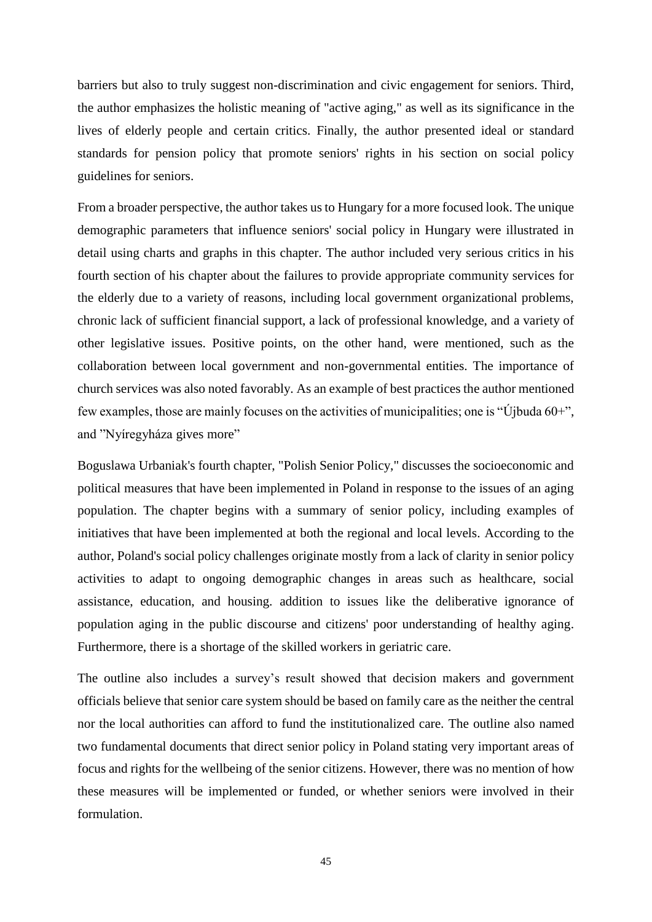barriers but also to truly suggest non-discrimination and civic engagement for seniors. Third, the author emphasizes the holistic meaning of "active aging," as well as its significance in the lives of elderly people and certain critics. Finally, the author presented ideal or standard standards for pension policy that promote seniors' rights in his section on social policy guidelines for seniors.

From a broader perspective, the author takes us to Hungary for a more focused look. The unique demographic parameters that influence seniors' social policy in Hungary were illustrated in detail using charts and graphs in this chapter. The author included very serious critics in his fourth section of his chapter about the failures to provide appropriate community services for the elderly due to a variety of reasons, including local government organizational problems, chronic lack of sufficient financial support, a lack of professional knowledge, and a variety of other legislative issues. Positive points, on the other hand, were mentioned, such as the collaboration between local government and non-governmental entities. The importance of church services was also noted favorably. As an example of best practices the author mentioned few examples, those are mainly focuses on the activities of municipalities; one is "Újbuda 60+", and "Nyíregyháza gives more"

Boguslawa Urbaniak's fourth chapter, "Polish Senior Policy," discusses the socioeconomic and political measures that have been implemented in Poland in response to the issues of an aging population. The chapter begins with a summary of senior policy, including examples of initiatives that have been implemented at both the regional and local levels. According to the author, Poland's social policy challenges originate mostly from a lack of clarity in senior policy activities to adapt to ongoing demographic changes in areas such as healthcare, social assistance, education, and housing. addition to issues like the deliberative ignorance of population aging in the public discourse and citizens' poor understanding of healthy aging. Furthermore, there is a shortage of the skilled workers in geriatric care.

The outline also includes a survey's result showed that decision makers and government officials believe that senior care system should be based on family care as the neither the central nor the local authorities can afford to fund the institutionalized care. The outline also named two fundamental documents that direct senior policy in Poland stating very important areas of focus and rights for the wellbeing of the senior citizens. However, there was no mention of how these measures will be implemented or funded, or whether seniors were involved in their formulation.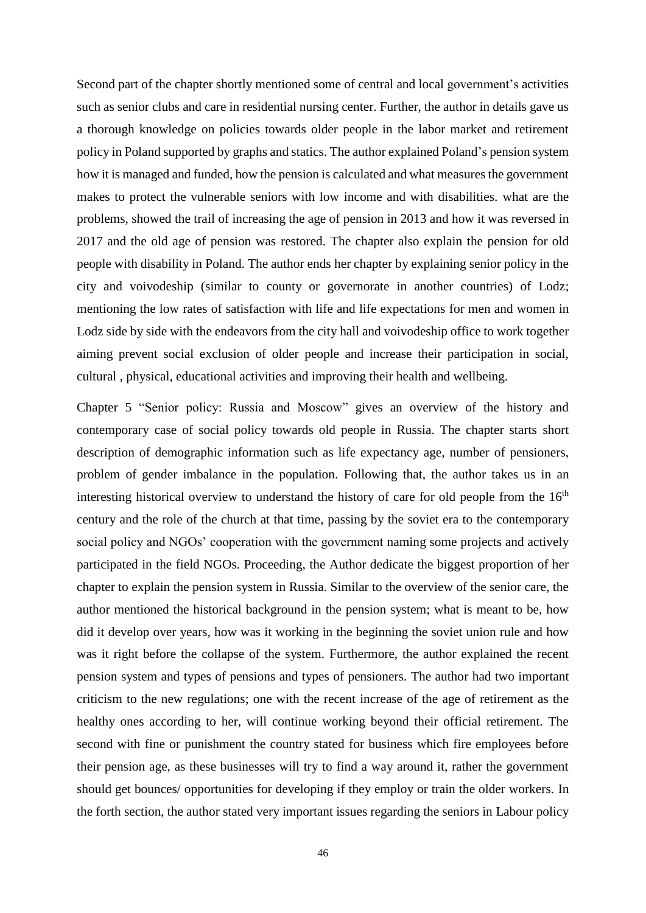Second part of the chapter shortly mentioned some of central and local government's activities such as senior clubs and care in residential nursing center. Further, the author in details gave us a thorough knowledge on policies towards older people in the labor market and retirement policy in Poland supported by graphs and statics. The author explained Poland's pension system how it is managed and funded, how the pension is calculated and what measures the government makes to protect the vulnerable seniors with low income and with disabilities. what are the problems, showed the trail of increasing the age of pension in 2013 and how it was reversed in 2017 and the old age of pension was restored. The chapter also explain the pension for old people with disability in Poland. The author ends her chapter by explaining senior policy in the city and voivodeship (similar to county or governorate in another countries) of Lodz; mentioning the low rates of satisfaction with life and life expectations for men and women in Lodz side by side with the endeavors from the city hall and voivodeship office to work together aiming prevent social exclusion of older people and increase their participation in social, cultural , physical, educational activities and improving their health and wellbeing.

Chapter 5 "Senior policy: Russia and Moscow" gives an overview of the history and contemporary case of social policy towards old people in Russia. The chapter starts short description of demographic information such as life expectancy age, number of pensioners, problem of gender imbalance in the population. Following that, the author takes us in an interesting historical overview to understand the history of care for old people from the 16th century and the role of the church at that time, passing by the soviet era to the contemporary social policy and NGOs' cooperation with the government naming some projects and actively participated in the field NGOs. Proceeding, the Author dedicate the biggest proportion of her chapter to explain the pension system in Russia. Similar to the overview of the senior care, the author mentioned the historical background in the pension system; what is meant to be, how did it develop over years, how was it working in the beginning the soviet union rule and how was it right before the collapse of the system. Furthermore, the author explained the recent pension system and types of pensions and types of pensioners. The author had two important criticism to the new regulations; one with the recent increase of the age of retirement as the healthy ones according to her, will continue working beyond their official retirement. The second with fine or punishment the country stated for business which fire employees before their pension age, as these businesses will try to find a way around it, rather the government should get bounces/ opportunities for developing if they employ or train the older workers. In the forth section, the author stated very important issues regarding the seniors in Labour policy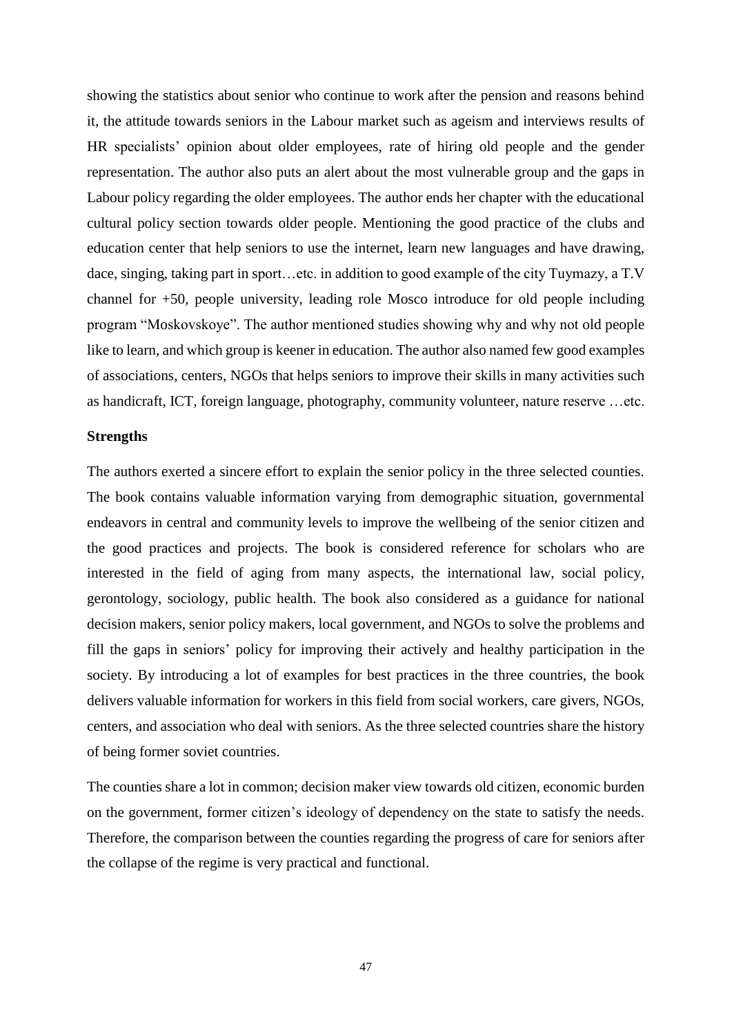showing the statistics about senior who continue to work after the pension and reasons behind it, the attitude towards seniors in the Labour market such as ageism and interviews results of HR specialists' opinion about older employees, rate of hiring old people and the gender representation. The author also puts an alert about the most vulnerable group and the gaps in Labour policy regarding the older employees. The author ends her chapter with the educational cultural policy section towards older people. Mentioning the good practice of the clubs and education center that help seniors to use the internet, learn new languages and have drawing, dace, singing, taking part in sport…etc. in addition to good example of the city Tuymazy, a T.V channel for +50, people university, leading role Mosco introduce for old people including program "Moskovskoye". The author mentioned studies showing why and why not old people like to learn, and which group is keener in education. The author also named few good examples of associations, centers, NGOs that helps seniors to improve their skills in many activities such as handicraft, ICT, foreign language, photography, community volunteer, nature reserve …etc.

**Strengths**

The authors exerted a sincere effort to explain the senior policy in the three selected counties. The book contains valuable information varying from demographic situation, governmental endeavors in central and community levels to improve the wellbeing of the senior citizen and the good practices and projects. The book is considered reference for scholars who are interested in the field of aging from many aspects, the international law, social policy, gerontology, sociology, public health. The book also considered as a guidance for national decision makers, senior policy makers, local government, and NGOs to solve the problems and fill the gaps in seniors' policy for improving their actively and healthy participation in the society. By introducing a lot of examples for best practices in the three countries, the book delivers valuable information for workers in this field from social workers, care givers, NGOs, centers, and association who deal with seniors. As the three selected countries share the history of being former soviet countries.

The counties share a lot in common; decision maker view towards old citizen, economic burden on the government, former citizen's ideology of dependency on the state to satisfy the needs. Therefore, the comparison between the counties regarding the progress of care for seniors after the collapse of the regime is very practical and functional.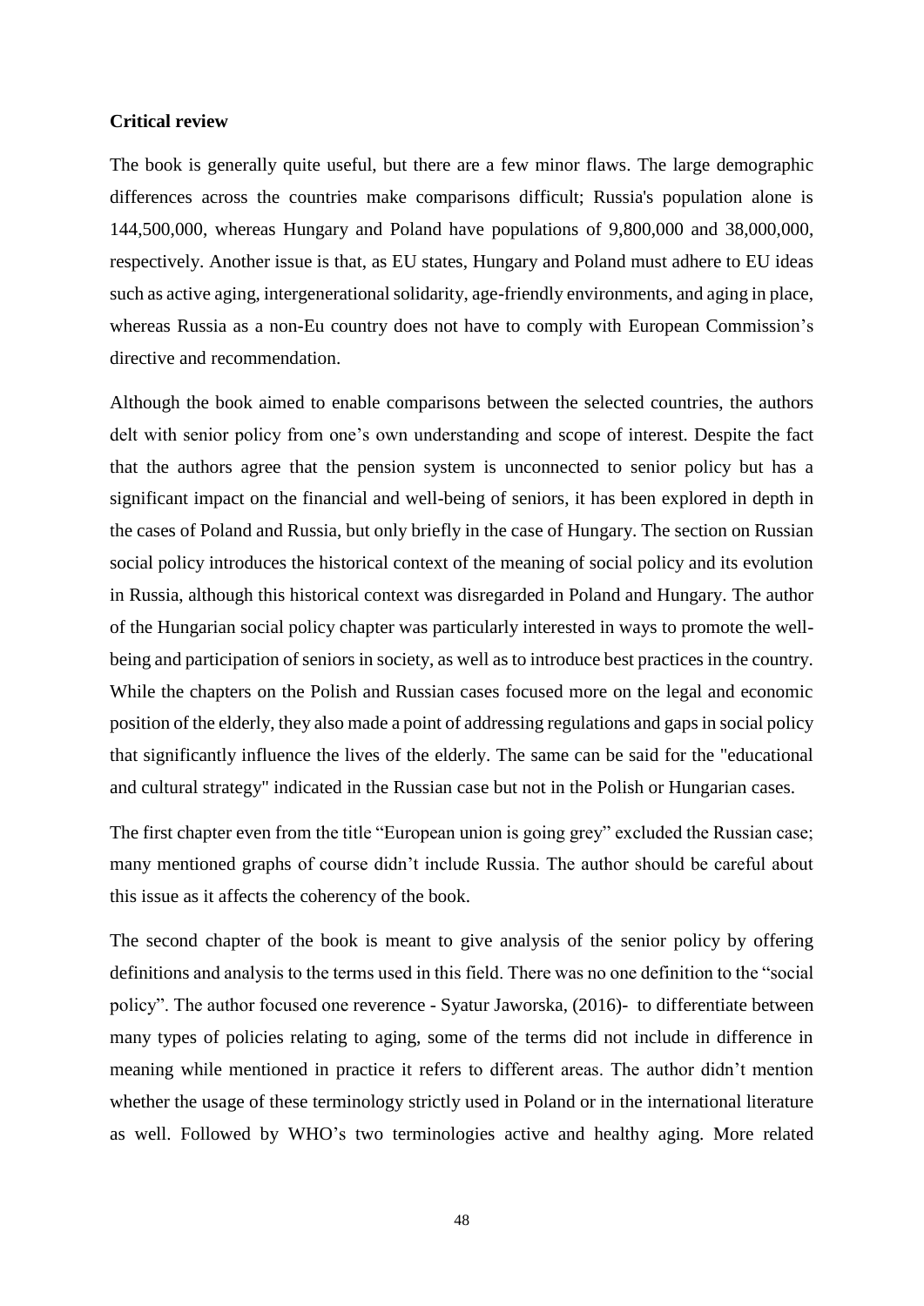**Critical review**

The book is generally quite useful, but there are a few minor flaws. The large demographic differences across the countries make comparisons difficult; Russia's population alone is 144,500,000, whereas Hungary and Poland have populations of 9,800,000 and 38,000,000, respectively. Another issue is that, as EU states, Hungary and Poland must adhere to EU ideas such as active aging, intergenerational solidarity, age-friendly environments, and aging in place, whereas Russia as a non-Eu country does not have to comply with European Commission's directive and recommendation.

Although the book aimed to enable comparisons between the selected countries, the authors delt with senior policy from one's own understanding and scope of interest. Despite the fact that the authors agree that the pension system is unconnected to senior policy but has a significant impact on the financial and well-being of seniors, it has been explored in depth in the cases of Poland and Russia, but only briefly in the case of Hungary. The section on Russian social policy introduces the historical context of the meaning of social policy and its evolution in Russia, although this historical context was disregarded in Poland and Hungary. The author of the Hungarian social policy chapter was particularly interested in ways to promote the well-being and participation of seniors in society, as well as to introduce best practices in the country. While the chapters on the Polish and Russian cases focused more on the legal and economic position of the elderly, they also made a point of addressing regulations and gaps in social policy that significantly influence the lives of the elderly. The same can be said for the "educational and cultural strategy" indicated in the Russian case but not in the Polish or Hungarian cases.

The first chapter even from the title "European union is going grey" excluded the Russian case; many mentioned graphs of course didn't include Russia. The author should be careful about this issue as it affects the coherency of the book.

The second chapter of the book is meant to give analysis of the senior policy by offering definitions and analysis to the terms used in this field. There was no one definition to the "social policy". The author focused one reverence - Syatur Jaworska, (2016)- to differentiate between many types of policies relating to aging, some of the terms did not include in difference in meaning while mentioned in practice it refers to different areas. The author didn't mention whether the usage of these terminology strictly used in Poland or in the international literature as well. Followed by WHO's two terminologies active and healthy aging. More related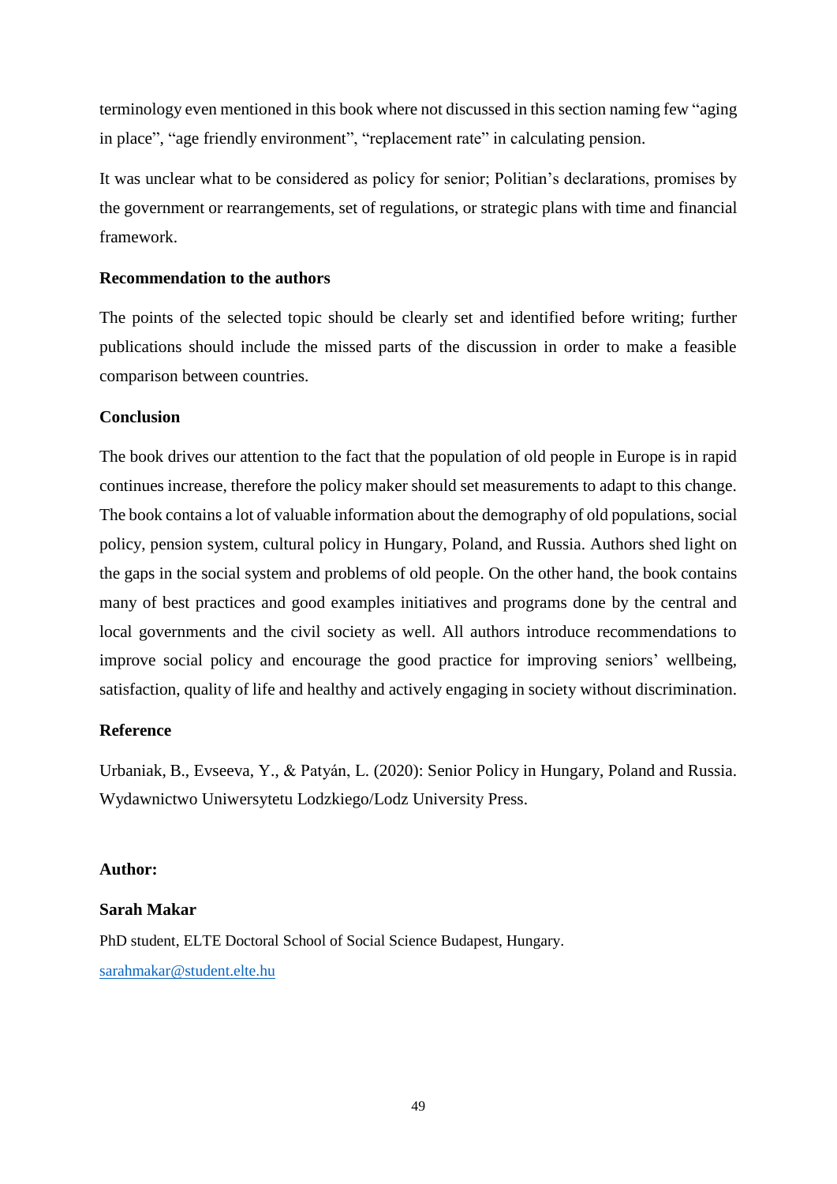terminology even mentioned in this book where not discussed in this section naming few "aging in place", "age friendly environment", "replacement rate" in calculating pension.

It was unclear what to be considered as policy for senior; Politian's declarations, promises by the government or rearrangements, set of regulations, or strategic plans with time and financial framework.

**Recommendation to the authors**

The points of the selected topic should be clearly set and identified before writing; further publications should include the missed parts of the discussion in order to make a feasible comparison between countries.

**Conclusion**

The book drives our attention to the fact that the population of old people in Europe is in rapid continues increase, therefore the policy maker should set measurements to adapt to this change. The book contains a lot of valuable information about the demography of old populations, social policy, pension system, cultural policy in Hungary, Poland, and Russia. Authors shed light on the gaps in the social system and problems of old people. On the other hand, the book contains many of best practices and good examples initiatives and programs done by the central and local governments and the civil society as well. All authors introduce recommendations to improve social policy and encourage the good practice for improving seniors' wellbeing, satisfaction, quality of life and healthy and actively engaging in society without discrimination.

**Reference**

Urbaniak, B., Evseeva, Y., & Patyán, L. (2020): Senior Policy in Hungary, Poland and Russia. Wydawnictwo Uniwersytetu Lodzkiego/Lodz University Press.

**Author:**

**Sarah Makar**

PhD student, ELTE Doctoral School of Social Science Budapest, Hungary.

sarahmakar@student.elte.hu